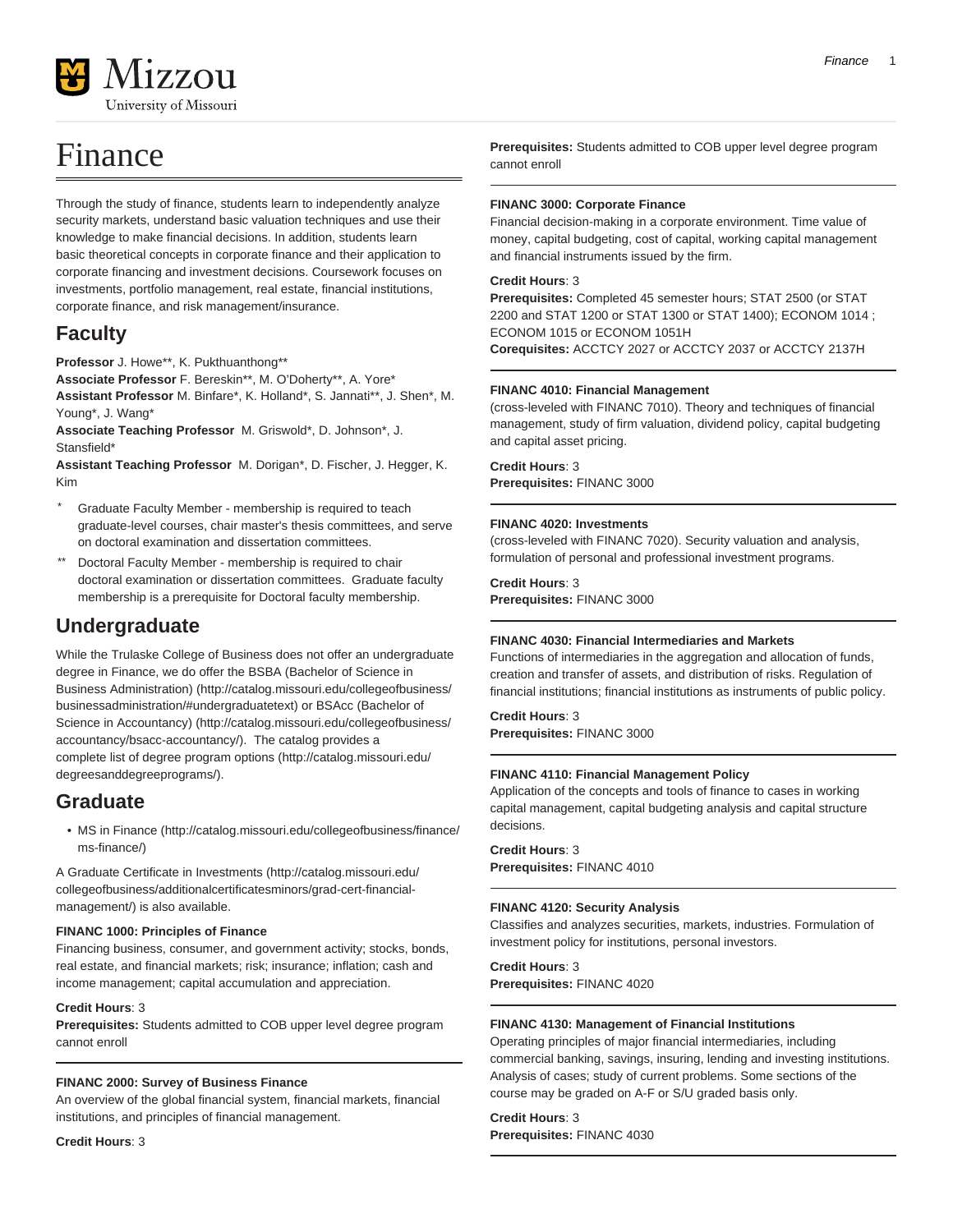# Finance

Through the study of finance, students learn to independently analyze security markets, understand basic valuation techniques and use their knowledge to make financial decisions. In addition, students learn basic theoretical concepts in corporate finance and their application to corporate financing and investment decisions. Coursework focuses on investments, portfolio management, real estate, financial institutions, corporate finance, and risk management/insurance.

## Faculty

**Professor** J. Howe**, K. Pukthuanthong**
**Associate Professor** F. Bereskin**, M. O'Doherty**, A. Yore*
**Assistant Professor** M. Binfare*, K. Holland*, S. Jannati**, J. Shen*, M. Young*, J. Wang*
**Associate Teaching Professor** M. Griswold*, D. Johnson*, J. Stansfield*
**Assistant Teaching Professor** M. Dorigan*, D. Fischer, J. Hegger, K. Kim

- \* Graduate Faculty Member - membership is required to teach graduate-level courses, chair master's thesis committees, and serve on doctoral examination and dissertation committees.
- \** Doctoral Faculty Member - membership is required to chair doctoral examination or dissertation committees. Graduate faculty membership is a prerequisite for Doctoral faculty membership.

## Undergraduate

While the Trulaske College of Business does not offer an undergraduate degree in Finance, we do offer the BSBA (Bachelor of Science in Business Administration) (http://catalog.missouri.edu/collegeofbusiness/businessadministration/#undergraduatetext) or BSAcc (Bachelor of Science in Accountancy) (http://catalog.missouri.edu/collegeofbusiness/accountancy/bsacc-accountancy/). The catalog provides a complete list of degree program options (http://catalog.missouri.edu/degreesanddegreeprograms/).

## Graduate

- MS in Finance (http://catalog.missouri.edu/collegeofbusiness/finance/ms-finance/)

A Graduate Certificate in Investments (http://catalog.missouri.edu/collegeofbusiness/additionalcertificatesminors/grad-cert-financial-management/) is also available.

**FINANC 1000: Principles of Finance**
Financing business, consumer, and government activity; stocks, bonds, real estate, and financial markets; risk; insurance; inflation; cash and income management; capital accumulation and appreciation.

**Credit Hours**: 3
**Prerequisites:** Students admitted to COB upper level degree program cannot enroll

---

**FINANC 2000: Survey of Business Finance**
An overview of the global financial system, financial markets, financial institutions, and principles of financial management.

**Credit Hours**: 3
**Prerequisites:** Students admitted to COB upper level degree program cannot enroll

---

**FINANC 3000: Corporate Finance**
Financial decision-making in a corporate environment. Time value of money, capital budgeting, cost of capital, working capital management and financial instruments issued by the firm.

**Credit Hours**: 3
**Prerequisites:** Completed 45 semester hours; STAT 2500 (or STAT 2200 and STAT 1200 or STAT 1300 or STAT 1400); ECONOM 1014 ; ECONOM 1015 or ECONOM 1051H
**Corequisites:** ACCTCY 2027 or ACCTCY 2037 or ACCTCY 2137H

---

**FINANC 4010: Financial Management**
(cross-leveled with FINANC 7010). Theory and techniques of financial management, study of firm valuation, dividend policy, capital budgeting and capital asset pricing.

**Credit Hours**: 3
**Prerequisites:** FINANC 3000

---

**FINANC 4020: Investments**
(cross-leveled with FINANC 7020). Security valuation and analysis, formulation of personal and professional investment programs.

**Credit Hours**: 3
**Prerequisites:** FINANC 3000

---

**FINANC 4030: Financial Intermediaries and Markets**
Functions of intermediaries in the aggregation and allocation of funds, creation and transfer of assets, and distribution of risks. Regulation of financial institutions; financial institutions as instruments of public policy.

**Credit Hours**: 3
**Prerequisites:** FINANC 3000

---

**FINANC 4110: Financial Management Policy**
Application of the concepts and tools of finance to cases in working capital management, capital budgeting analysis and capital structure decisions.

**Credit Hours**: 3
**Prerequisites:** FINANC 4010

---

**FINANC 4120: Security Analysis**
Classifies and analyzes securities, markets, industries. Formulation of investment policy for institutions, personal investors.

**Credit Hours**: 3
**Prerequisites:** FINANC 4020

---

**FINANC 4130: Management of Financial Institutions**
Operating principles of major financial intermediaries, including commercial banking, savings, insuring, lending and investing institutions. Analysis of cases; study of current problems. Some sections of the course may be graded on A-F or S/U graded basis only.

**Credit Hours**: 3
**Prerequisites:** FINANC 4030

---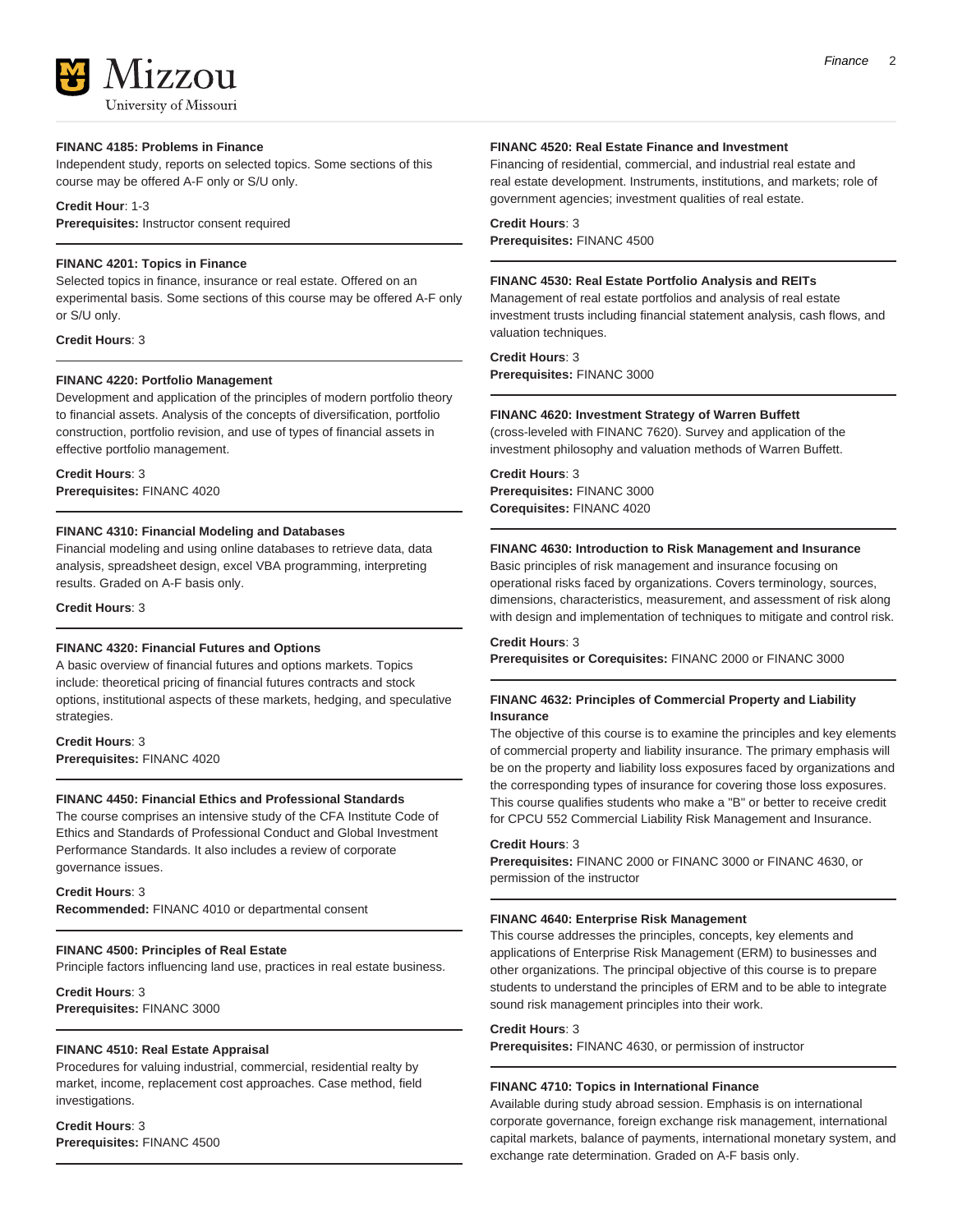**FINANC 4185: Problems in Finance**

Independent study, reports on selected topics. Some sections of this course may be offered A-F only or S/U only.

**Credit Hour**: 1-3
**Prerequisites:** Instructor consent required

**FINANC 4201: Topics in Finance**

Selected topics in finance, insurance or real estate. Offered on an experimental basis. Some sections of this course may be offered A-F only or S/U only.

**Credit Hours**: 3

**FINANC 4220: Portfolio Management**

Development and application of the principles of modern portfolio theory to financial assets. Analysis of the concepts of diversification, portfolio construction, portfolio revision, and use of types of financial assets in effective portfolio management.

**Credit Hours**: 3
**Prerequisites:** FINANC 4020

**FINANC 4310: Financial Modeling and Databases**

Financial modeling and using online databases to retrieve data, data analysis, spreadsheet design, excel VBA programming, interpreting results. Graded on A-F basis only.

**Credit Hours**: 3

**FINANC 4320: Financial Futures and Options**

A basic overview of financial futures and options markets. Topics include: theoretical pricing of financial futures contracts and stock options, institutional aspects of these markets, hedging, and speculative strategies.

**Credit Hours**: 3
**Prerequisites:** FINANC 4020

**FINANC 4450: Financial Ethics and Professional Standards**

The course comprises an intensive study of the CFA Institute Code of Ethics and Standards of Professional Conduct and Global Investment Performance Standards. It also includes a review of corporate governance issues.

**Credit Hours**: 3
**Recommended:** FINANC 4010 or departmental consent

**FINANC 4500: Principles of Real Estate**

Principle factors influencing land use, practices in real estate business.

**Credit Hours**: 3
**Prerequisites:** FINANC 3000

**FINANC 4510: Real Estate Appraisal**

Procedures for valuing industrial, commercial, residential realty by market, income, replacement cost approaches. Case method, field investigations.

**Credit Hours**: 3
**Prerequisites:** FINANC 4500

**FINANC 4520: Real Estate Finance and Investment**

Financing of residential, commercial, and industrial real estate and real estate development. Instruments, institutions, and markets; role of government agencies; investment qualities of real estate.

**Credit Hours**: 3
**Prerequisites:** FINANC 4500

**FINANC 4530: Real Estate Portfolio Analysis and REITs**

Management of real estate portfolios and analysis of real estate investment trusts including financial statement analysis, cash flows, and valuation techniques.

**Credit Hours**: 3
**Prerequisites:** FINANC 3000

**FINANC 4620: Investment Strategy of Warren Buffett**

(cross-leveled with FINANC 7620). Survey and application of the investment philosophy and valuation methods of Warren Buffett.

**Credit Hours**: 3
**Prerequisites:** FINANC 3000
**Corequisites:** FINANC 4020

**FINANC 4630: Introduction to Risk Management and Insurance**

Basic principles of risk management and insurance focusing on operational risks faced by organizations. Covers terminology, sources, dimensions, characteristics, measurement, and assessment of risk along with design and implementation of techniques to mitigate and control risk.

**Credit Hours**: 3
**Prerequisites or Corequisites:** FINANC 2000 or FINANC 3000

**FINANC 4632: Principles of Commercial Property and Liability Insurance**

The objective of this course is to examine the principles and key elements of commercial property and liability insurance. The primary emphasis will be on the property and liability loss exposures faced by organizations and the corresponding types of insurance for covering those loss exposures. This course qualifies students who make a "B" or better to receive credit for CPCU 552 Commercial Liability Risk Management and Insurance.

**Credit Hours**: 3
**Prerequisites:** FINANC 2000 or FINANC 3000 or FINANC 4630, or permission of the instructor

**FINANC 4640: Enterprise Risk Management**

This course addresses the principles, concepts, key elements and applications of Enterprise Risk Management (ERM) to businesses and other organizations. The principal objective of this course is to prepare students to understand the principles of ERM and to be able to integrate sound risk management principles into their work.

**Credit Hours**: 3
**Prerequisites:** FINANC 4630, or permission of instructor

**FINANC 4710: Topics in International Finance**

Available during study abroad session. Emphasis is on international corporate governance, foreign exchange risk management, international capital markets, balance of payments, international monetary system, and exchange rate determination. Graded on A-F basis only.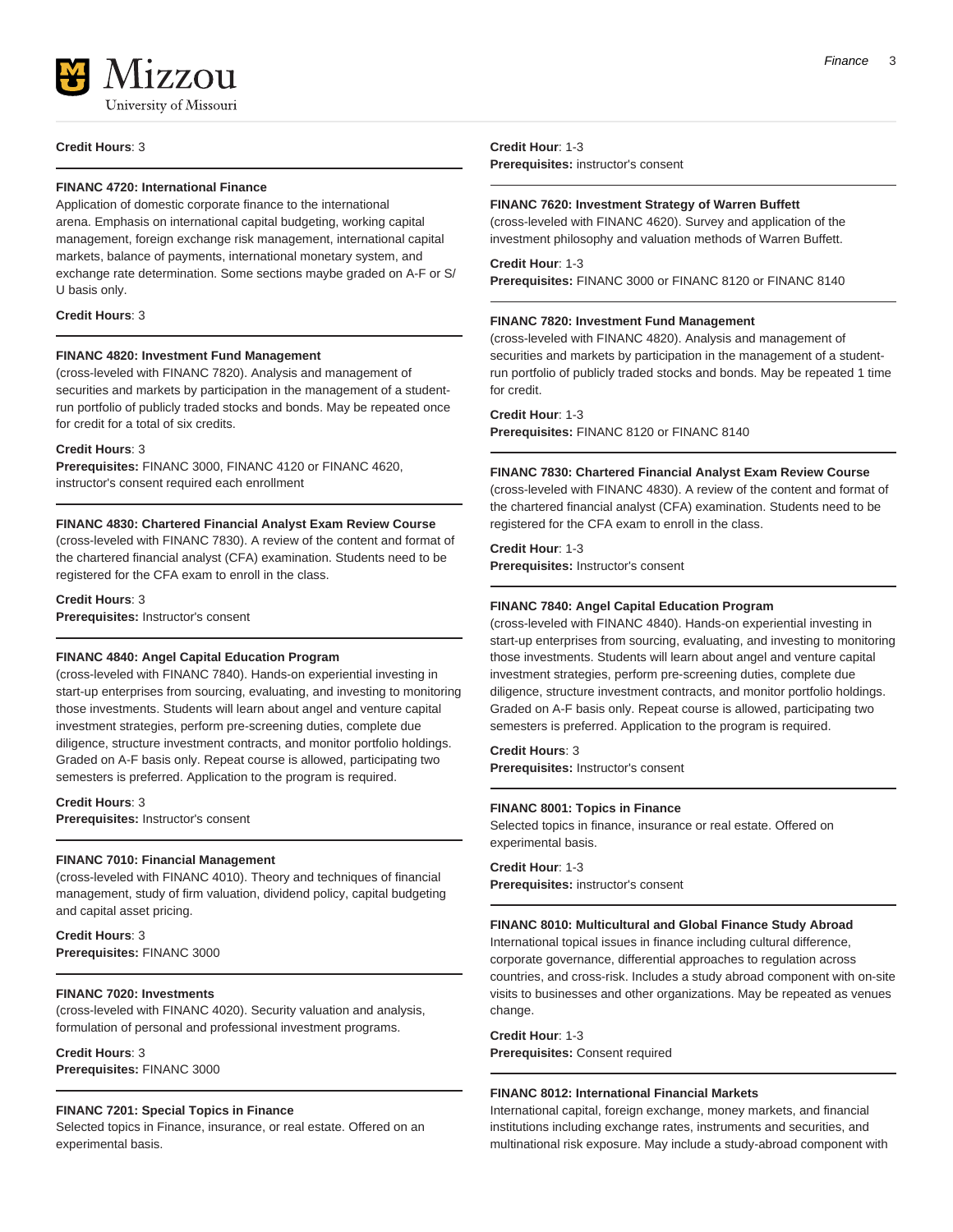**Credit Hours**: 3

#### FINANC 4720: International Finance

Application of domestic corporate finance to the international arena. Emphasis on international capital budgeting, working capital management, foreign exchange risk management, international capital markets, balance of payments, international monetary system, and exchange rate determination. Some sections maybe graded on A-F or S/U basis only.

**Credit Hours**: 3

#### FINANC 4820: Investment Fund Management

(cross-leveled with FINANC 7820). Analysis and management of securities and markets by participation in the management of a student-run portfolio of publicly traded stocks and bonds. May be repeated once for credit for a total of six credits.

**Credit Hours**: 3
**Prerequisites:** FINANC 3000, FINANC 4120 or FINANC 4620, instructor's consent required each enrollment

#### FINANC 4830: Chartered Financial Analyst Exam Review Course

(cross-leveled with FINANC 7830). A review of the content and format of the chartered financial analyst (CFA) examination. Students need to be registered for the CFA exam to enroll in the class.

**Credit Hours**: 3
**Prerequisites:** Instructor's consent

#### FINANC 4840: Angel Capital Education Program

(cross-leveled with FINANC 7840). Hands-on experiential investing in start-up enterprises from sourcing, evaluating, and investing to monitoring those investments. Students will learn about angel and venture capital investment strategies, perform pre-screening duties, complete due diligence, structure investment contracts, and monitor portfolio holdings. Graded on A-F basis only. Repeat course is allowed, participating two semesters is preferred. Application to the program is required.

**Credit Hours**: 3
**Prerequisites:** Instructor's consent

#### FINANC 7010: Financial Management

(cross-leveled with FINANC 4010). Theory and techniques of financial management, study of firm valuation, dividend policy, capital budgeting and capital asset pricing.

**Credit Hours**: 3
**Prerequisites:** FINANC 3000

#### FINANC 7020: Investments

(cross-leveled with FINANC 4020). Security valuation and analysis, formulation of personal and professional investment programs.

**Credit Hours**: 3
**Prerequisites:** FINANC 3000

#### FINANC 7201: Special Topics in Finance

Selected topics in Finance, insurance, or real estate. Offered on an experimental basis.

**Credit Hour**: 1-3
**Prerequisites:** instructor's consent

#### FINANC 7620: Investment Strategy of Warren Buffett

(cross-leveled with FINANC 4620). Survey and application of the investment philosophy and valuation methods of Warren Buffett.

**Credit Hour**: 1-3
**Prerequisites:** FINANC 3000 or FINANC 8120 or FINANC 8140

#### FINANC 7820: Investment Fund Management

(cross-leveled with FINANC 4820). Analysis and management of securities and markets by participation in the management of a student-run portfolio of publicly traded stocks and bonds. May be repeated 1 time for credit.

**Credit Hour**: 1-3
**Prerequisites:** FINANC 8120 or FINANC 8140

#### FINANC 7830: Chartered Financial Analyst Exam Review Course

(cross-leveled with FINANC 4830). A review of the content and format of the chartered financial analyst (CFA) examination. Students need to be registered for the CFA exam to enroll in the class.

**Credit Hour**: 1-3
**Prerequisites:** Instructor's consent

#### FINANC 7840: Angel Capital Education Program

(cross-leveled with FINANC 4840). Hands-on experiential investing in start-up enterprises from sourcing, evaluating, and investing to monitoring those investments. Students will learn about angel and venture capital investment strategies, perform pre-screening duties, complete due diligence, structure investment contracts, and monitor portfolio holdings. Graded on A-F basis only. Repeat course is allowed, participating two semesters is preferred. Application to the program is required.

**Credit Hours**: 3
**Prerequisites:** Instructor's consent

#### FINANC 8001: Topics in Finance

Selected topics in finance, insurance or real estate. Offered on experimental basis.

**Credit Hour**: 1-3
**Prerequisites:** instructor's consent

#### FINANC 8010: Multicultural and Global Finance Study Abroad

International topical issues in finance including cultural difference, corporate governance, differential approaches to regulation across countries, and cross-risk. Includes a study abroad component with on-site visits to businesses and other organizations. May be repeated as venues change.

**Credit Hour**: 1-3
**Prerequisites:** Consent required

#### FINANC 8012: International Financial Markets

International capital, foreign exchange, money markets, and financial institutions including exchange rates, instruments and securities, and multinational risk exposure. May include a study-abroad component with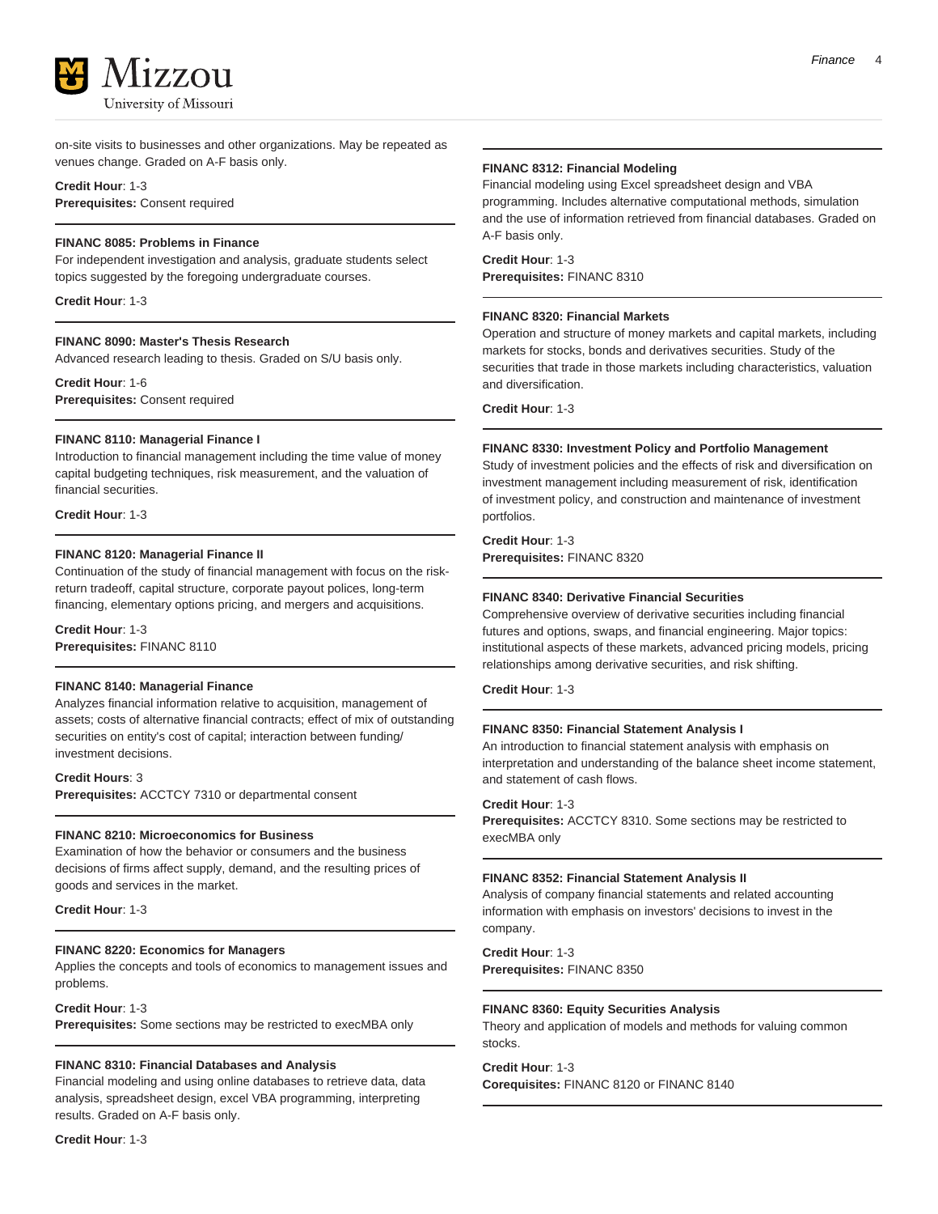on-site visits to businesses and other organizations. May be repeated as venues change. Graded on A-F basis only.

**Credit Hour**: 1-3
**Prerequisites:** Consent required

---

**FINANC 8085: Problems in Finance**
For independent investigation and analysis, graduate students select topics suggested by the foregoing undergraduate courses.

**Credit Hour**: 1-3

---

**FINANC 8090: Master's Thesis Research**
Advanced research leading to thesis. Graded on S/U basis only.

**Credit Hour**: 1-6
**Prerequisites:** Consent required

---

**FINANC 8110: Managerial Finance I**
Introduction to financial management including the time value of money capital budgeting techniques, risk measurement, and the valuation of financial securities.

**Credit Hour**: 1-3

---

**FINANC 8120: Managerial Finance II**
Continuation of the study of financial management with focus on the risk-return tradeoff, capital structure, corporate payout polices, long-term financing, elementary options pricing, and mergers and acquisitions.

**Credit Hour**: 1-3
**Prerequisites:** FINANC 8110

---

**FINANC 8140: Managerial Finance**
Analyzes financial information relative to acquisition, management of assets; costs of alternative financial contracts; effect of mix of outstanding securities on entity's cost of capital; interaction between funding/investment decisions.

**Credit Hours**: 3
**Prerequisites:** ACCTCY 7310 or departmental consent

---

**FINANC 8210: Microeconomics for Business**
Examination of how the behavior or consumers and the business decisions of firms affect supply, demand, and the resulting prices of goods and services in the market.

**Credit Hour**: 1-3

---

**FINANC 8220: Economics for Managers**
Applies the concepts and tools of economics to management issues and problems.

**Credit Hour**: 1-3
**Prerequisites:** Some sections may be restricted to execMBA only

---

**FINANC 8310: Financial Databases and Analysis**
Financial modeling and using online databases to retrieve data, data analysis, spreadsheet design, excel VBA programming, interpreting results. Graded on A-F basis only.

**Credit Hour**: 1-3

---

**FINANC 8312: Financial Modeling**
Financial modeling using Excel spreadsheet design and VBA programming. Includes alternative computational methods, simulation and the use of information retrieved from financial databases. Graded on A-F basis only.

**Credit Hour**: 1-3
**Prerequisites:** FINANC 8310

---

**FINANC 8320: Financial Markets**
Operation and structure of money markets and capital markets, including markets for stocks, bonds and derivatives securities. Study of the securities that trade in those markets including characteristics, valuation and diversification.

**Credit Hour**: 1-3

---

**FINANC 8330: Investment Policy and Portfolio Management**
Study of investment policies and the effects of risk and diversification on investment management including measurement of risk, identification of investment policy, and construction and maintenance of investment portfolios.

**Credit Hour**: 1-3
**Prerequisites:** FINANC 8320

---

**FINANC 8340: Derivative Financial Securities**
Comprehensive overview of derivative securities including financial futures and options, swaps, and financial engineering. Major topics: institutional aspects of these markets, advanced pricing models, pricing relationships among derivative securities, and risk shifting.

**Credit Hour**: 1-3

---

**FINANC 8350: Financial Statement Analysis I**
An introduction to financial statement analysis with emphasis on interpretation and understanding of the balance sheet income statement, and statement of cash flows.

**Credit Hour**: 1-3
**Prerequisites:** ACCTCY 8310. Some sections may be restricted to execMBA only

---

**FINANC 8352: Financial Statement Analysis II**
Analysis of company financial statements and related accounting information with emphasis on investors' decisions to invest in the company.

**Credit Hour**: 1-3
**Prerequisites:** FINANC 8350

---

**FINANC 8360: Equity Securities Analysis**
Theory and application of models and methods for valuing common stocks.

**Credit Hour**: 1-3
**Corequisites:** FINANC 8120 or FINANC 8140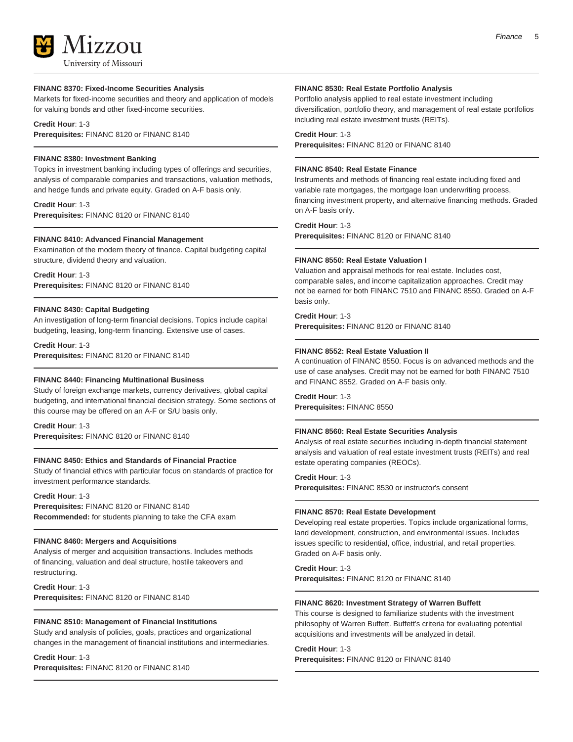**FINANC 8370: Fixed-Income Securities Analysis**

Markets for fixed-income securities and theory and application of models for valuing bonds and other fixed-income securities.

**Credit Hour**: 1-3
**Prerequisites:** FINANC 8120 or FINANC 8140

---

**FINANC 8380: Investment Banking**

Topics in investment banking including types of offerings and securities, analysis of comparable companies and transactions, valuation methods, and hedge funds and private equity. Graded on A-F basis only.

**Credit Hour**: 1-3
**Prerequisites:** FINANC 8120 or FINANC 8140

---

**FINANC 8410: Advanced Financial Management**

Examination of the modern theory of finance. Capital budgeting capital structure, dividend theory and valuation.

**Credit Hour**: 1-3
**Prerequisites:** FINANC 8120 or FINANC 8140

---

**FINANC 8430: Capital Budgeting**

An investigation of long-term financial decisions. Topics include capital budgeting, leasing, long-term financing. Extensive use of cases.

**Credit Hour**: 1-3
**Prerequisites:** FINANC 8120 or FINANC 8140

---

**FINANC 8440: Financing Multinational Business**

Study of foreign exchange markets, currency derivatives, global capital budgeting, and international financial decision strategy. Some sections of this course may be offered on an A-F or S/U basis only.

**Credit Hour**: 1-3
**Prerequisites:** FINANC 8120 or FINANC 8140

---

**FINANC 8450: Ethics and Standards of Financial Practice**

Study of financial ethics with particular focus on standards of practice for investment performance standards.

**Credit Hour**: 1-3
**Prerequisites:** FINANC 8120 or FINANC 8140
**Recommended:** for students planning to take the CFA exam

---

**FINANC 8460: Mergers and Acquisitions**

Analysis of merger and acquisition transactions. Includes methods of financing, valuation and deal structure, hostile takeovers and restructuring.

**Credit Hour**: 1-3
**Prerequisites:** FINANC 8120 or FINANC 8140

---

**FINANC 8510: Management of Financial Institutions**

Study and analysis of policies, goals, practices and organizational changes in the management of financial institutions and intermediaries.

**Credit Hour**: 1-3
**Prerequisites:** FINANC 8120 or FINANC 8140

---

**FINANC 8530: Real Estate Portfolio Analysis**

Portfolio analysis applied to real estate investment including diversification, portfolio theory, and management of real estate portfolios including real estate investment trusts (REITs).

**Credit Hour**: 1-3
**Prerequisites:** FINANC 8120 or FINANC 8140

---

**FINANC 8540: Real Estate Finance**

Instruments and methods of financing real estate including fixed and variable rate mortgages, the mortgage loan underwriting process, financing investment property, and alternative financing methods. Graded on A-F basis only.

**Credit Hour**: 1-3
**Prerequisites:** FINANC 8120 or FINANC 8140

---

**FINANC 8550: Real Estate Valuation I**

Valuation and appraisal methods for real estate. Includes cost, comparable sales, and income capitalization approaches. Credit may not be earned for both FINANC 7510 and FINANC 8550. Graded on A-F basis only.

**Credit Hour**: 1-3
**Prerequisites:** FINANC 8120 or FINANC 8140

---

**FINANC 8552: Real Estate Valuation II**

A continuation of FINANC 8550. Focus is on advanced methods and the use of case analyses. Credit may not be earned for both FINANC 7510 and FINANC 8552. Graded on A-F basis only.

**Credit Hour**: 1-3
**Prerequisites:** FINANC 8550

---

**FINANC 8560: Real Estate Securities Analysis**

Analysis of real estate securities including in-depth financial statement analysis and valuation of real estate investment trusts (REITs) and real estate operating companies (REOCs).

**Credit Hour**: 1-3
**Prerequisites:** FINANC 8530 or instructor's consent

---

**FINANC 8570: Real Estate Development**

Developing real estate properties. Topics include organizational forms, land development, construction, and environmental issues. Includes issues specific to residential, office, industrial, and retail properties. Graded on A-F basis only.

**Credit Hour**: 1-3
**Prerequisites:** FINANC 8120 or FINANC 8140

---

**FINANC 8620: Investment Strategy of Warren Buffett**

This course is designed to familiarize students with the investment philosophy of Warren Buffett. Buffett's criteria for evaluating potential acquisitions and investments will be analyzed in detail.

**Credit Hour**: 1-3
**Prerequisites:** FINANC 8120 or FINANC 8140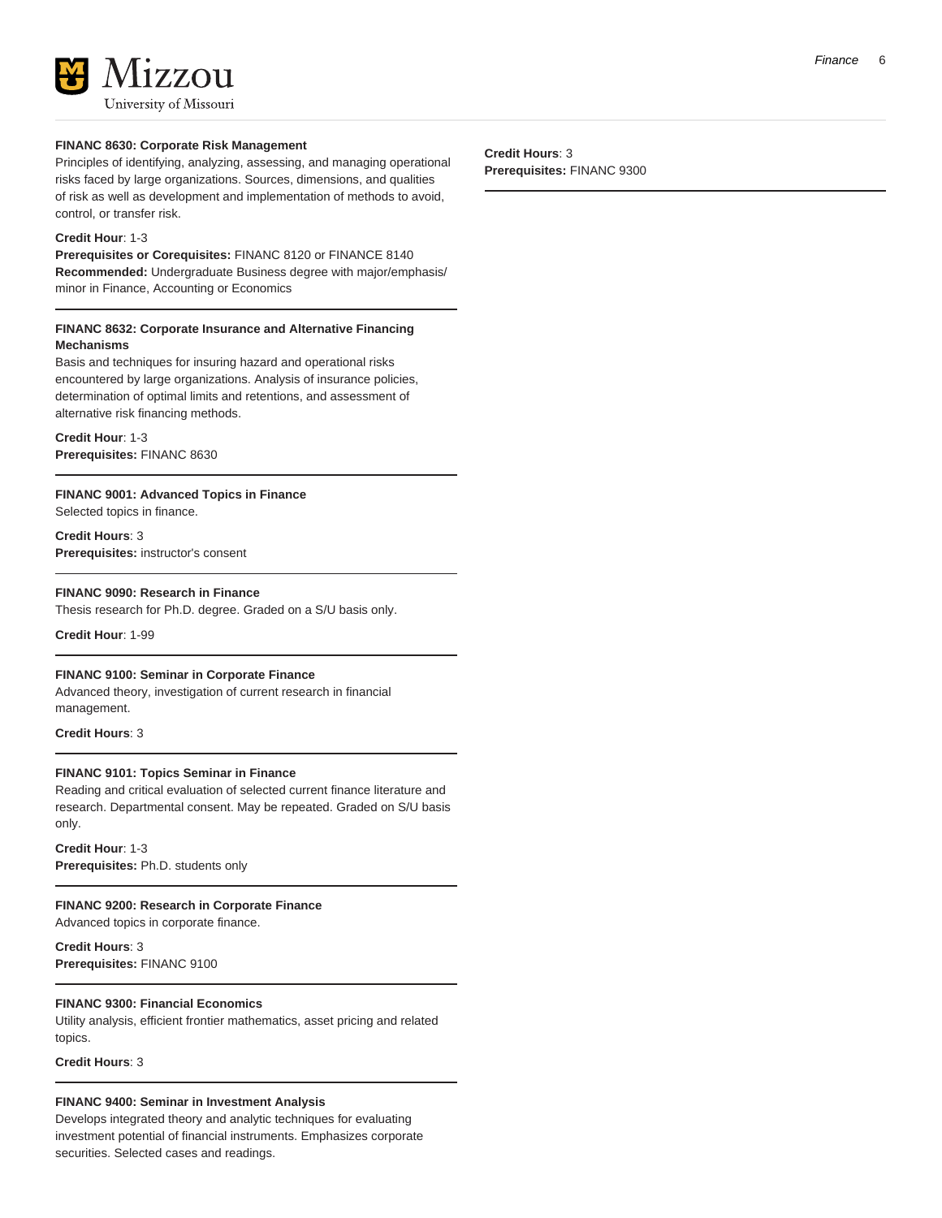**FINANC 8630: Corporate Risk Management**
Principles of identifying, analyzing, assessing, and managing operational risks faced by large organizations. Sources, dimensions, and qualities of risk as well as development and implementation of methods to avoid, control, or transfer risk.

**Credit Hour**: 1-3
**Prerequisites or Corequisites:** FINANC 8120 or FINANCE 8140
**Recommended:** Undergraduate Business degree with major/emphasis/minor in Finance, Accounting or Economics

---

**FINANC 8632: Corporate Insurance and Alternative Financing Mechanisms**
Basis and techniques for insuring hazard and operational risks encountered by large organizations. Analysis of insurance policies, determination of optimal limits and retentions, and assessment of alternative risk financing methods.

**Credit Hour**: 1-3
**Prerequisites:** FINANC 8630

---

**FINANC 9001: Advanced Topics in Finance**
Selected topics in finance.

**Credit Hours**: 3
**Prerequisites:** instructor's consent

---

**FINANC 9090: Research in Finance**
Thesis research for Ph.D. degree. Graded on a S/U basis only.

**Credit Hour**: 1-99

---

**FINANC 9100: Seminar in Corporate Finance**
Advanced theory, investigation of current research in financial management.

**Credit Hours**: 3

---

**FINANC 9101: Topics Seminar in Finance**
Reading and critical evaluation of selected current finance literature and research. Departmental consent. May be repeated. Graded on S/U basis only.

**Credit Hour**: 1-3
**Prerequisites:** Ph.D. students only

---

**FINANC 9200: Research in Corporate Finance**
Advanced topics in corporate finance.

**Credit Hours**: 3
**Prerequisites:** FINANC 9100

---

**FINANC 9300: Financial Economics**
Utility analysis, efficient frontier mathematics, asset pricing and related topics.

**Credit Hours**: 3

---

**FINANC 9400: Seminar in Investment Analysis**
Develops integrated theory and analytic techniques for evaluating investment potential of financial instruments. Emphasizes corporate securities. Selected cases and readings.

**Credit Hours**: 3
**Prerequisites:** FINANC 9300

---